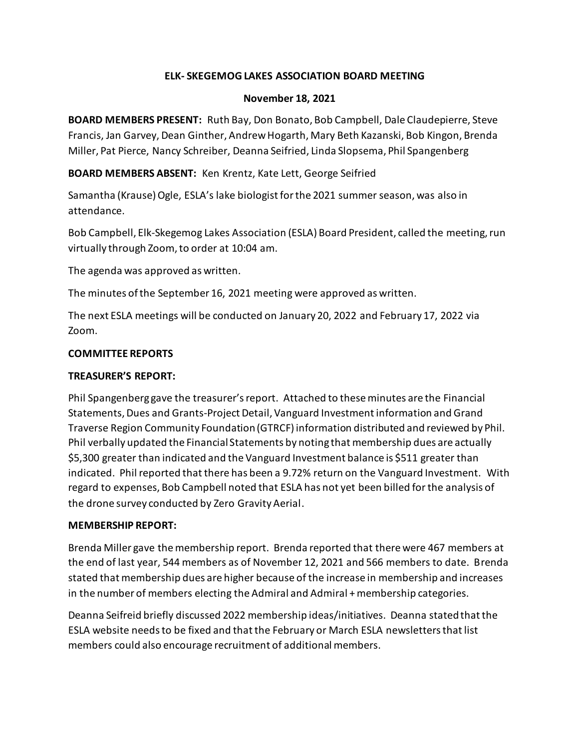# ELK- SKEGEMOG LAKES ASSOCIATION BOARD MEETING

## November 18, 2021

**BOARD MEMBERS PRESENT:** Ruth Bay, Don Bonato, Bob Campbell, Dale Claudepierre, Steve Francis, Jan Garvey, Dean Ginther, Andrew Hogarth, Mary Beth Kazanski, Bob Kingon, Brenda Miller, Pat Pierce, Nancy Schreiber, Deanna Seifried, Linda Slopsema, Phil Spangenberg

**BOARD MEMBERS ABSENT:** Ken Krentz, Kate Lett, George Seifried

Samantha (Krause) Ogle, ESLA's lake biologist for the 2021 summer season, was also in attendance.

Bob Campbell, Elk-Skegemog Lakes Association (ESLA) Board President, called the meeting, run virtually through Zoom, to order at 10:04 am.

The agenda was approved as written.

The minutes of the September 16, 2021 meeting were approved as written.

The next ESLA meetings will be conducted on January 20, 2022 and February 17, 2022 via Zoom.

**COMMITTEE REPORTS**

**TREASURER'S REPORT:**

Phil Spangenberg gave the treasurer's report. Attached to these minutes are the Financial Statements, Dues and Grants-Project Detail, Vanguard Investment information and Grand Traverse Region Community Foundation (GTRCF) information distributed and reviewed by Phil. Phil verbally updated the Financial Statements by noting that membership dues are actually $5,300 greater than indicated and the Vanguard Investment balance is $511 greater than indicated. Phil reported that there has been a 9.72% return on the Vanguard Investment. With regard to expenses, Bob Campbell noted that ESLA has not yet been billed for the analysis of the drone survey conducted by Zero Gravity Aerial.

**MEMBERSHIP REPORT:**

Brenda Miller gave the membership report. Brenda reported that there were 467 members at the end of last year, 544 members as of November 12, 2021 and 566 members to date. Brenda stated that membership dues are higher because of the increase in membership and increases in the number of members electing the Admiral and Admiral + membership categories.

Deanna Seifreid briefly discussed 2022 membership ideas/initiatives. Deanna stated that the ESLA website needs to be fixed and that the February or March ESLA newsletters that list members could also encourage recruitment of additional members.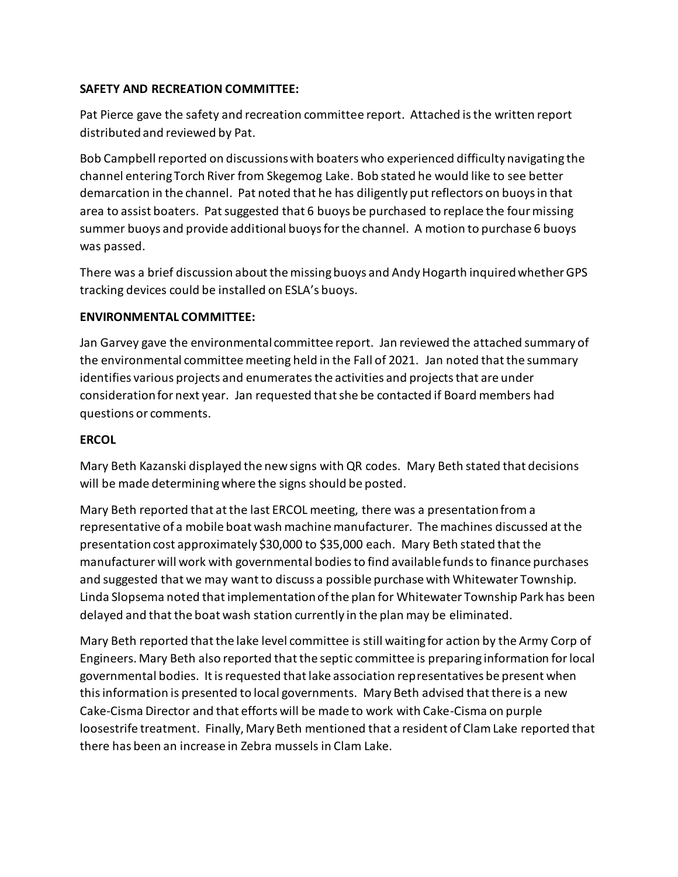**SAFETY AND RECREATION COMMITTEE:**

Pat Pierce gave the safety and recreation committee report. Attached is the written report distributed and reviewed by Pat.

Bob Campbell reported on discussions with boaters who experienced difficulty navigating the channel entering Torch River from Skegemog Lake. Bob stated he would like to see better demarcation in the channel. Pat noted that he has diligently put reflectors on buoys in that area to assist boaters. Pat suggested that 6 buoys be purchased to replace the four missing summer buoys and provide additional buoys for the channel. A motion to purchase 6 buoys was passed.

There was a brief discussion about the missing buoys and Andy Hogarth inquired whether GPS tracking devices could be installed on ESLA's buoys.

**ENVIRONMENTAL COMMITTEE:**

Jan Garvey gave the environmental committee report. Jan reviewed the attached summary of the environmental committee meeting held in the Fall of 2021. Jan noted that the summary identifies various projects and enumerates the activities and projects that are under consideration for next year. Jan requested that she be contacted if Board members had questions or comments.

**ERCOL**

Mary Beth Kazanski displayed the new signs with QR codes. Mary Beth stated that decisions will be made determining where the signs should be posted.

Mary Beth reported that at the last ERCOL meeting, there was a presentation from a representative of a mobile boat wash machine manufacturer. The machines discussed at the presentation cost approximately \$30,000 to \$35,000 each. Mary Beth stated that the manufacturer will work with governmental bodies to find available funds to finance purchases and suggested that we may want to discuss a possible purchase with Whitewater Township. Linda Slopsema noted that implementation of the plan for Whitewater Township Park has been delayed and that the boat wash station currently in the plan may be eliminated.

Mary Beth reported that the lake level committee is still waiting for action by the Army Corp of Engineers. Mary Beth also reported that the septic committee is preparing information for local governmental bodies. It is requested that lake association representatives be present when this information is presented to local governments. Mary Beth advised that there is a new Cake-Cisma Director and that efforts will be made to work with Cake-Cisma on purple loosestrife treatment. Finally, Mary Beth mentioned that a resident of Clam Lake reported that there has been an increase in Zebra mussels in Clam Lake.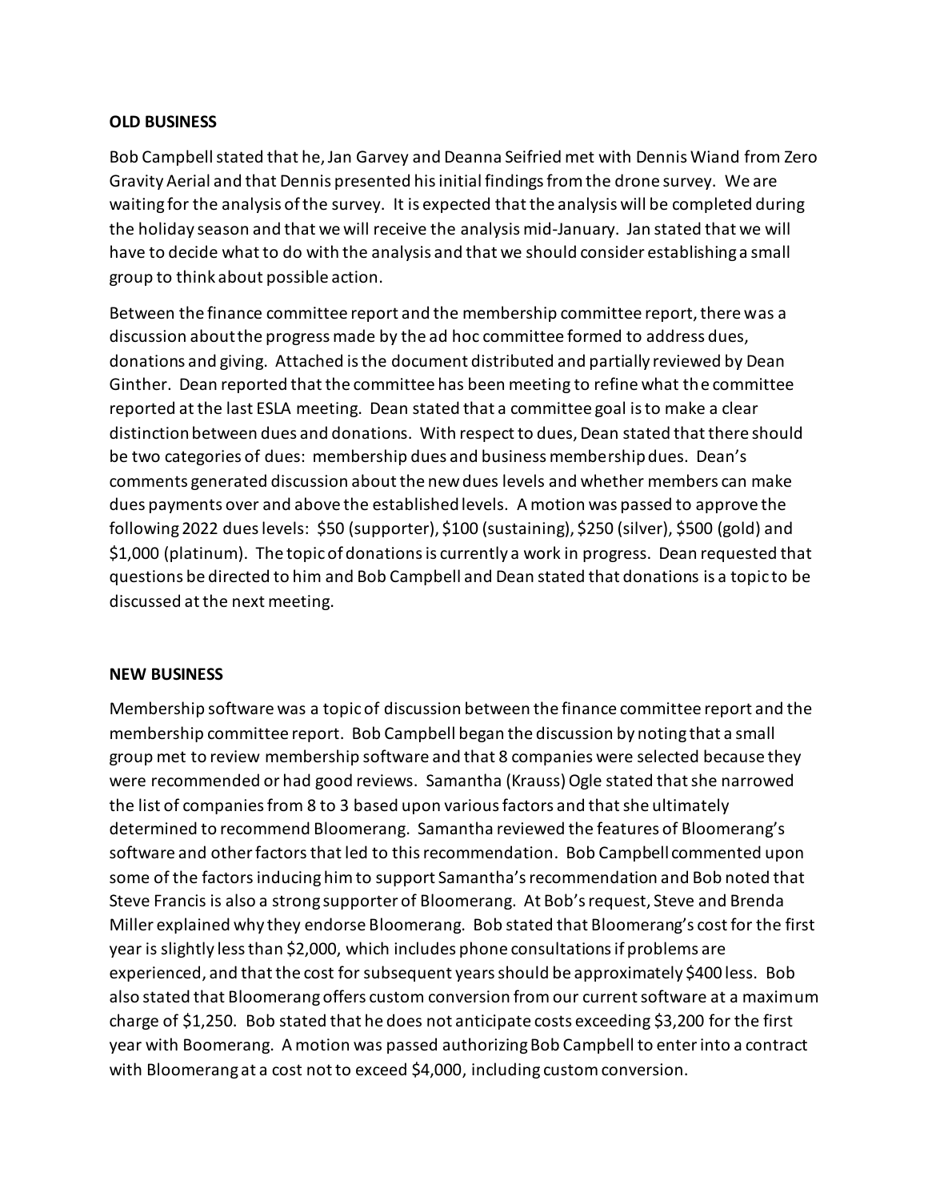**OLD BUSINESS**

Bob Campbell stated that he, Jan Garvey and Deanna Seifried met with Dennis Wiand from Zero Gravity Aerial and that Dennis presented his initial findings from the drone survey. We are waiting for the analysis of the survey. It is expected that the analysis will be completed during the holiday season and that we will receive the analysis mid-January. Jan stated that we will have to decide what to do with the analysis and that we should consider establishing a small group to think about possible action.

Between the finance committee report and the membership committee report, there was a discussion about the progress made by the ad hoc committee formed to address dues, donations and giving. Attached is the document distributed and partially reviewed by Dean Ginther. Dean reported that the committee has been meeting to refine what the committee reported at the last ESLA meeting. Dean stated that a committee goal is to make a clear distinction between dues and donations. With respect to dues, Dean stated that there should be two categories of dues: membership dues and business membership dues. Dean's comments generated discussion about the new dues levels and whether members can make dues payments over and above the established levels. A motion was passed to approve the following 2022 dues levels: $50 (supporter), $100 (sustaining), $250 (silver), $500 (gold) and $1,000 (platinum). The topic of donations is currently a work in progress. Dean requested that questions be directed to him and Bob Campbell and Dean stated that donations is a topic to be discussed at the next meeting.

**NEW BUSINESS**

Membership software was a topic of discussion between the finance committee report and the membership committee report. Bob Campbell began the discussion by noting that a small group met to review membership software and that 8 companies were selected because they were recommended or had good reviews. Samantha (Krauss) Ogle stated that she narrowed the list of companies from 8 to 3 based upon various factors and that she ultimately determined to recommend Bloomerang. Samantha reviewed the features of Bloomerang's software and other factors that led to this recommendation. Bob Campbell commented upon some of the factors inducing him to support Samantha's recommendation and Bob noted that Steve Francis is also a strong supporter of Bloomerang. At Bob's request, Steve and Brenda Miller explained why they endorse Bloomerang. Bob stated that Bloomerang's cost for the first year is slightly less than $2,000, which includes phone consultations if problems are experienced, and that the cost for subsequent years should be approximately $400 less. Bob also stated that Bloomerang offers custom conversion from our current software at a maximum charge of $1,250. Bob stated that he does not anticipate costs exceeding $3,200 for the first year with Boomerang. A motion was passed authorizing Bob Campbell to enter into a contract with Bloomerang at a cost not to exceed $4,000, including custom conversion.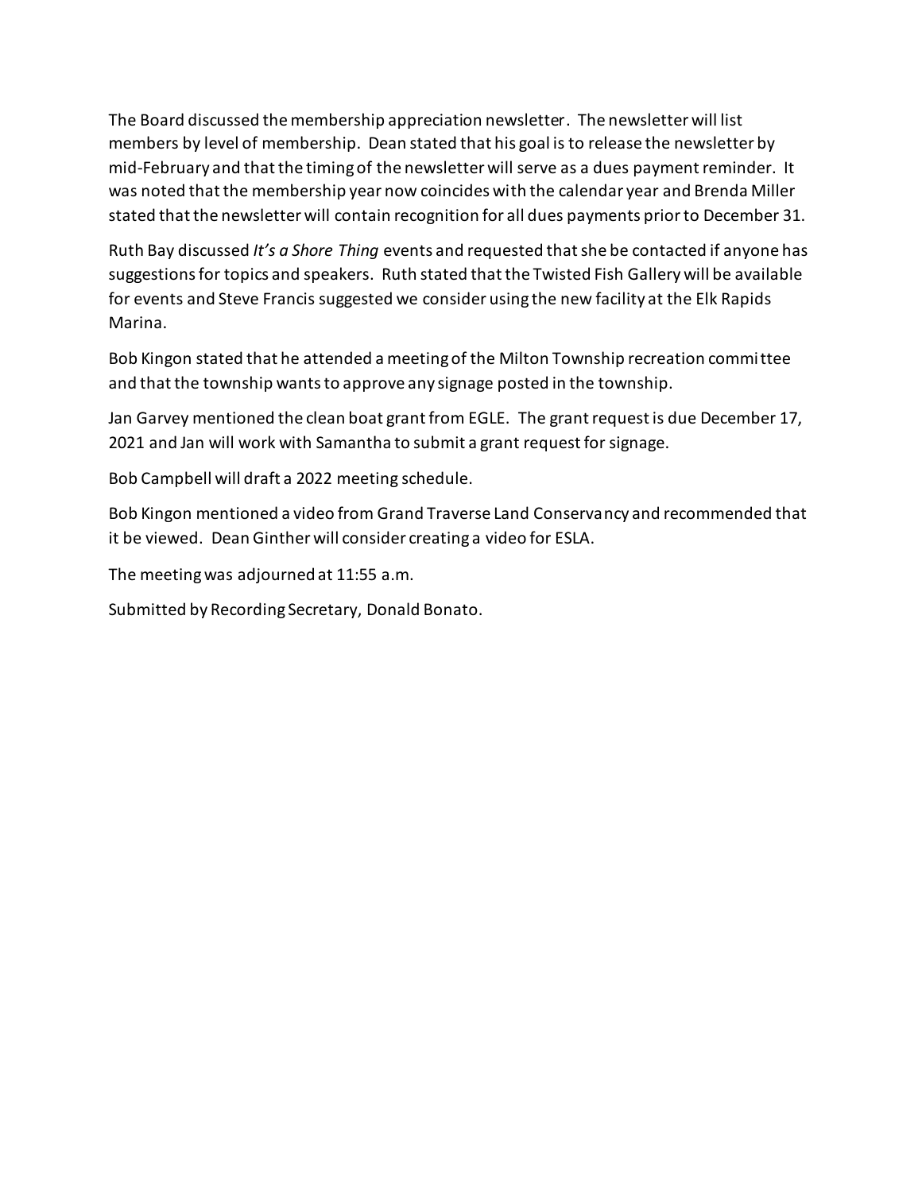The Board discussed the membership appreciation newsletter. The newsletter will list members by level of membership. Dean stated that his goal is to release the newsletter by mid-February and that the timing of the newsletter will serve as a dues payment reminder. It was noted that the membership year now coincides with the calendar year and Brenda Miller stated that the newsletter will contain recognition for all dues payments prior to December 31.

Ruth Bay discussed *It's a Shore Thing* events and requested that she be contacted if anyone has suggestions for topics and speakers. Ruth stated that the Twisted Fish Gallery will be available for events and Steve Francis suggested we consider using the new facility at the Elk Rapids Marina.

Bob Kingon stated that he attended a meeting of the Milton Township recreation committee and that the township wants to approve any signage posted in the township.

Jan Garvey mentioned the clean boat grant from EGLE. The grant request is due December 17, 2021 and Jan will work with Samantha to submit a grant request for signage.

Bob Campbell will draft a 2022 meeting schedule.

Bob Kingon mentioned a video from Grand Traverse Land Conservancy and recommended that it be viewed. Dean Ginther will consider creating a video for ESLA.

The meeting was adjourned at 11:55 a.m.

Submitted by Recording Secretary, Donald Bonato.